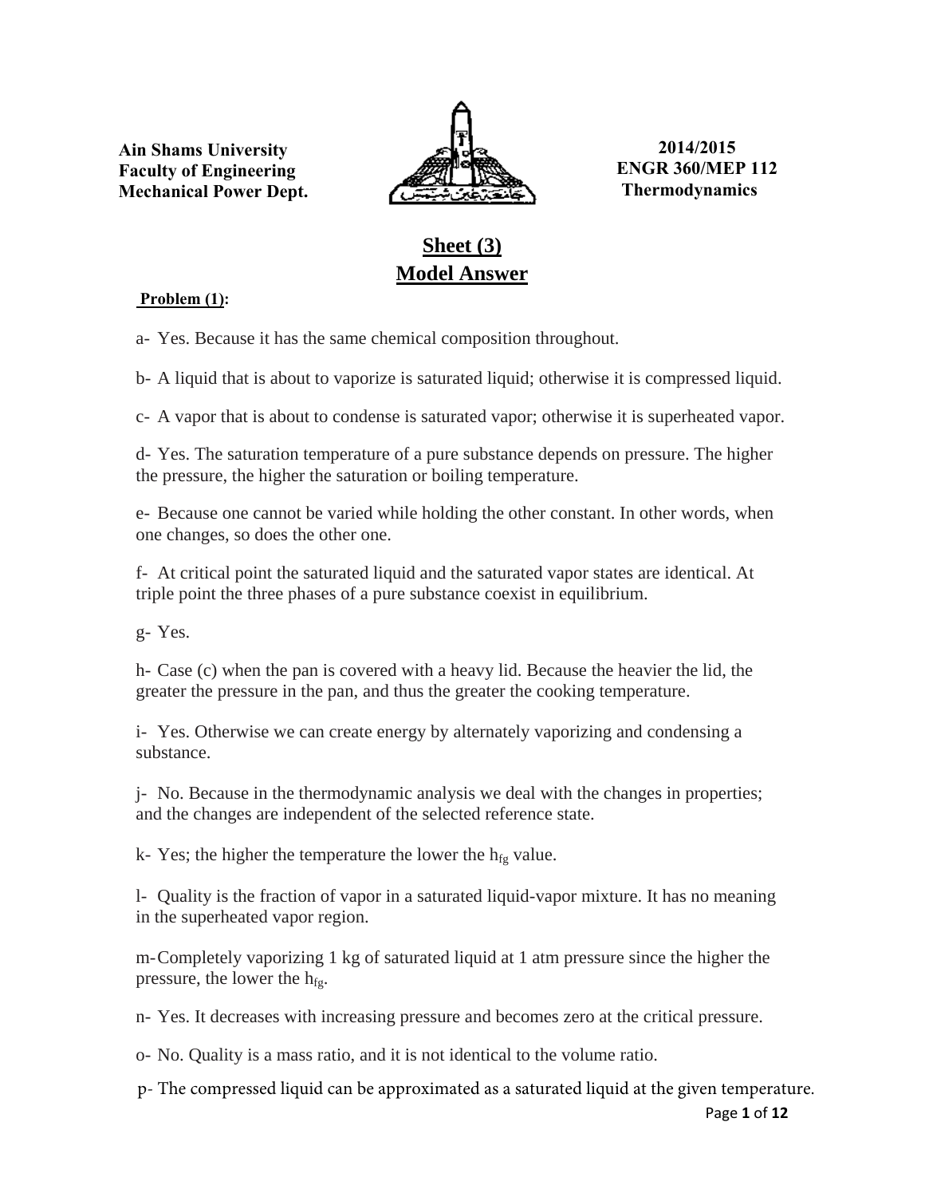**Ain Shams University**
**Faculty of Engineering**
**Mechanical Power Dept.**

**2014/2015**
**ENGR 360/MEP 112**
**Thermodynamics**

# Sheet (3)
# Model Answer

**Problem (1):**

a- Yes. Because it has the same chemical composition throughout.

b- A liquid that is about to vaporize is saturated liquid; otherwise it is compressed liquid.

c- A vapor that is about to condense is saturated vapor; otherwise it is superheated vapor.

d- Yes. The saturation temperature of a pure substance depends on pressure. The higher the pressure, the higher the saturation or boiling temperature.

e- Because one cannot be varied while holding the other constant. In other words, when one changes, so does the other one.

f- At critical point the saturated liquid and the saturated vapor states are identical. At triple point the three phases of a pure substance coexist in equilibrium.

g- Yes.

h- Case (c) when the pan is covered with a heavy lid. Because the heavier the lid, the greater the pressure in the pan, and thus the greater the cooking temperature.

i- Yes. Otherwise we can create energy by alternately vaporizing and condensing a substance.

j- No. Because in the thermodynamic analysis we deal with the changes in properties; and the changes are independent of the selected reference state.

k- Yes; the higher the temperature the lower the $h_{fg}$ value.

l- Quality is the fraction of vapor in a saturated liquid-vapor mixture. It has no meaning in the superheated vapor region.

m- Completely vaporizing 1 kg of saturated liquid at 1 atm pressure since the higher the pressure, the lower the $h_{fg}$.

n- Yes. It decreases with increasing pressure and becomes zero at the critical pressure.

o- No. Quality is a mass ratio, and it is not identical to the volume ratio.

p- The compressed liquid can be approximated as a saturated liquid at the given temperature.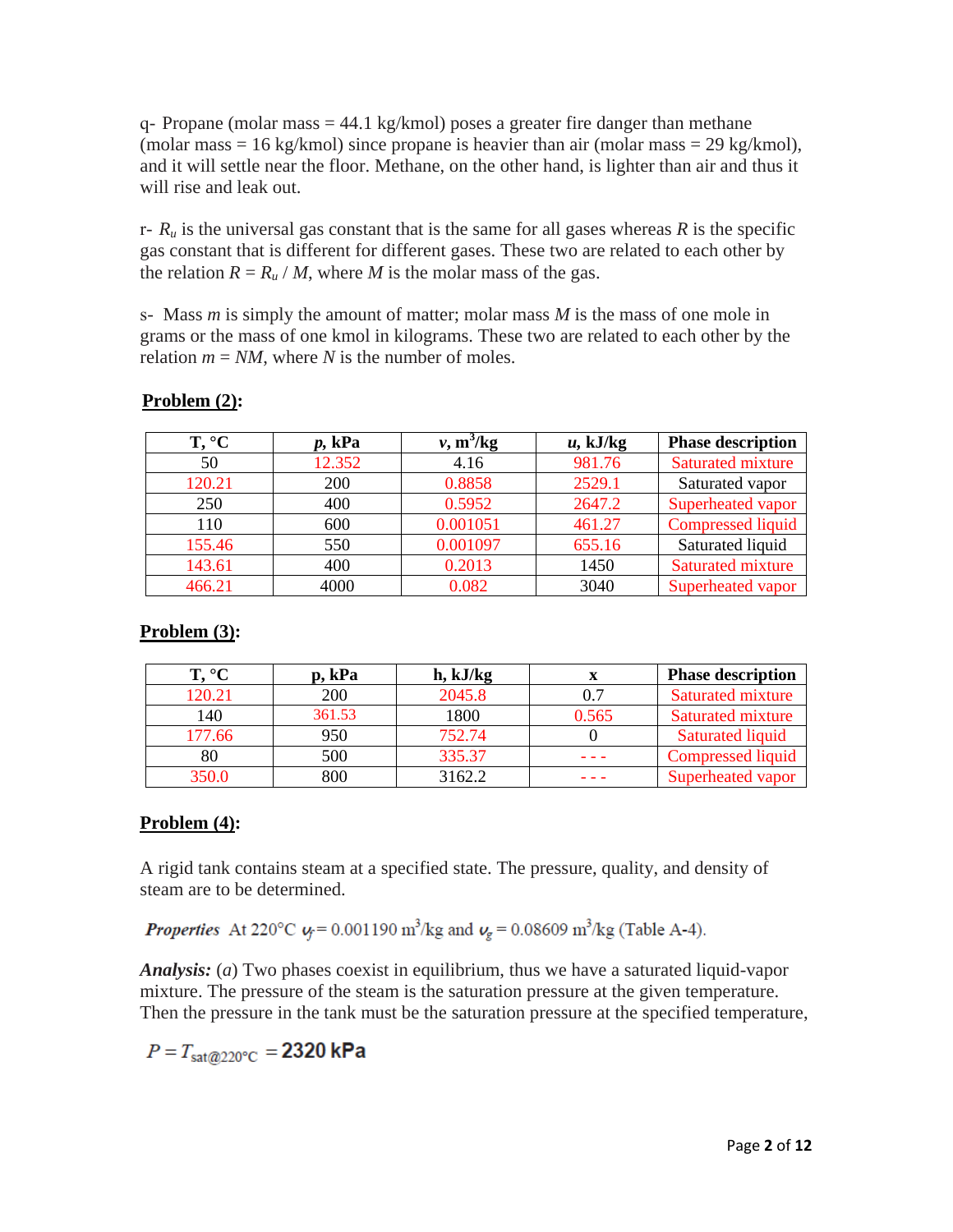q- Propane (molar mass = 44.1 kg/kmol) poses a greater fire danger than methane (molar mass = 16 kg/kmol) since propane is heavier than air (molar mass = 29 kg/kmol), and it will settle near the floor. Methane, on the other hand, is lighter than air and thus it will rise and leak out.

r- $R_u$ is the universal gas constant that is the same for all gases whereas $R$ is the specific gas constant that is different for different gases. These two are related to each other by the relation $R = R_u / M$, where $M$ is the molar mass of the gas.

s- Mass $m$ is simply the amount of matter; molar mass $M$ is the mass of one mole in grams or the mass of one kmol in kilograms. These two are related to each other by the relation $m = NM$, where $N$ is the number of moles.

**Problem (2):**

| T, °C | *p*, kPa | *v*, m$^3$/kg | *u*, kJ/kg | Phase description |
|---|---|---|---|---|
| 50 | 12.352 | 4.16 | 981.76 | Saturated mixture |
| 120.21 | 200 | 0.8858 | 2529.1 | Saturated vapor |
| 250 | 400 | 0.5952 | 2647.2 | Superheated vapor |
| 110 | 600 | 0.001051 | 461.27 | Compressed liquid |
| 155.46 | 550 | 0.001097 | 655.16 | Saturated liquid |
| 143.61 | 400 | 0.2013 | 1450 | Saturated mixture |
| 466.21 | 4000 | 0.082 | 3040 | Superheated vapor |

**Problem (3):**

| T, °C | p, kPa | h, kJ/kg | x | Phase description |
|---|---|---|---|---|
| 120.21 | 200 | 2045.8 | 0.7 | Saturated mixture |
| 140 | 361.53 | 1800 | 0.565 | Saturated mixture |
| 177.66 | 950 | 752.74 | 0 | Saturated liquid |
| 80 | 500 | 335.37 | - - - | Compressed liquid |
| 350.0 | 800 | 3162.2 | - - - | Superheated vapor |

**Problem (4):**

A rigid tank contains steam at a specified state. The pressure, quality, and density of steam are to be determined.

***Properties*** At 220°C $v_f$ = 0.001190 m$^3$/kg and $v_g$ = 0.08609 m$^3$/kg (Table A-4).

***Analysis:*** (*a*) Two phases coexist in equilibrium, thus we have a saturated liquid-vapor mixture. The pressure of the steam is the saturation pressure at the given temperature. Then the pressure in the tank must be the saturation pressure at the specified temperature,

$$P = T_{\text{sat@220°C}} = \mathbf{2320\ kPa}$$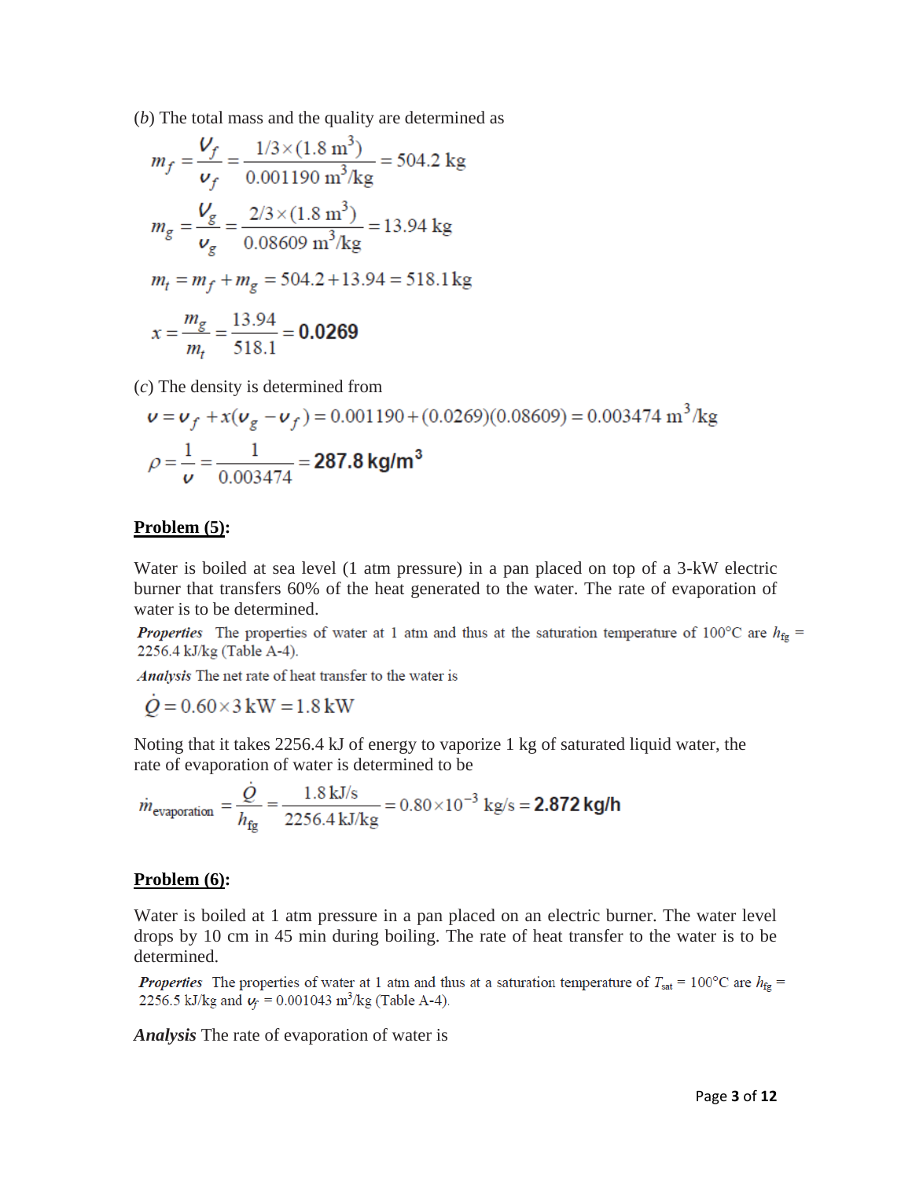(*b*) The total mass and the quality are determined as

$$m_f = \frac{V_f}{v_f} = \frac{1/3 \times (1.8 \text{ m}^3)}{0.001190 \text{ m}^3/\text{kg}} = 504.2 \text{ kg}$$

$$m_g = \frac{V_g}{v_g} = \frac{2/3 \times (1.8 \text{ m}^3)}{0.08609 \text{ m}^3/\text{kg}} = 13.94 \text{ kg}$$

$$m_t = m_f + m_g = 504.2 + 13.94 = 518.1 \text{ kg}$$

$$x = \frac{m_g}{m_t} = \frac{13.94}{518.1} = \mathbf{0.0269}$$

(*c*) The density is determined from

$$v = v_f + x(v_g - v_f) = 0.001190 + (0.0269)(0.08609) = 0.003474 \text{ m}^3/\text{kg}$$

$$\rho = \frac{1}{v} = \frac{1}{0.003474} = \mathbf{287.8 \text{ kg/m}^3}$$

**Problem (5):**

Water is boiled at sea level (1 atm pressure) in a pan placed on top of a 3-kW electric burner that transfers 60% of the heat generated to the water. The rate of evaporation of water is to be determined.

***Properties*** The properties of water at 1 atm and thus at the saturation temperature of 100°C are $h_{fg}$ = 2256.4 kJ/kg (Table A-4).

***Analysis*** The net rate of heat transfer to the water is

$$\dot{Q} = 0.60 \times 3 \text{ kW} = 1.8 \text{ kW}$$

Noting that it takes 2256.4 kJ of energy to vaporize 1 kg of saturated liquid water, the rate of evaporation of water is determined to be

$$\dot{m}_{\text{evaporation}} = \frac{\dot{Q}}{h_{fg}} = \frac{1.8 \text{ kJ/s}}{2256.4 \text{ kJ/kg}} = 0.80 \times 10^{-3} \text{ kg/s} = \mathbf{2.872 \text{ kg/h}}$$

**Problem (6):**

Water is boiled at 1 atm pressure in a pan placed on an electric burner. The water level drops by 10 cm in 45 min during boiling. The rate of heat transfer to the water is to be determined.

***Properties*** The properties of water at 1 atm and thus at a saturation temperature of $T_{sat}$ = 100°C are $h_{fg}$ = 2256.5 kJ/kg and $v_f$ = 0.001043 m$^3$/kg (Table A-4).

***Analysis*** The rate of evaporation of water is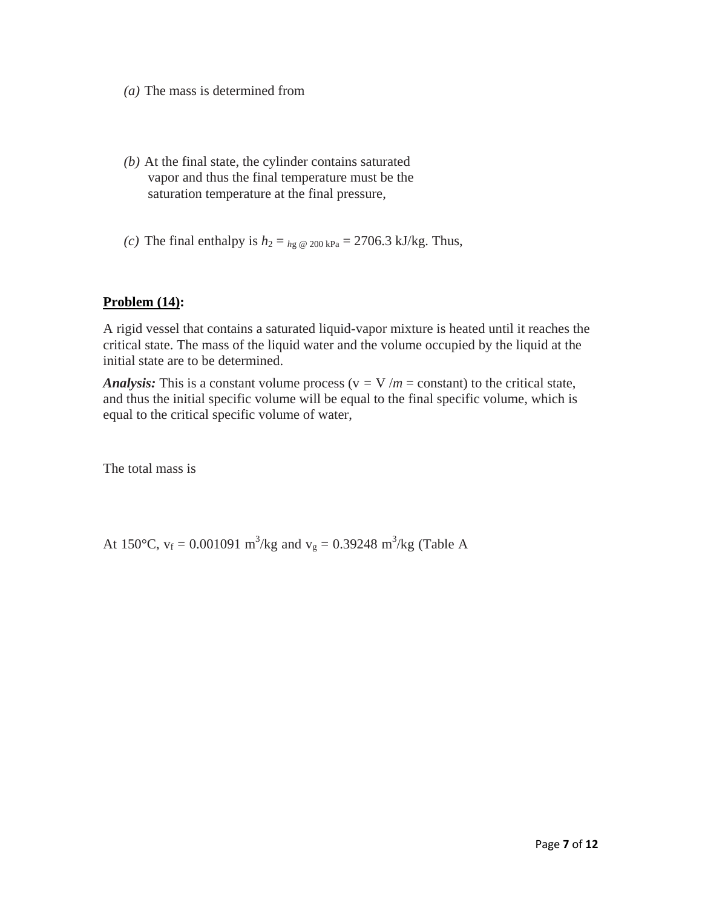*(a)* The mass is determined from

*(b)* At the final state, the cylinder contains saturated vapor and thus the final temperature must be the saturation temperature at the final pressure,

*(c)* The final enthalpy is $h_2 = h_{g\ @\ 200\ kPa} = 2706.3$ kJ/kg. Thus,

**Problem (14):**

A rigid vessel that contains a saturated liquid-vapor mixture is heated until it reaches the critical state. The mass of the liquid water and the volume occupied by the liquid at the initial state are to be determined.

***Analysis:*** This is a constant volume process ($v = V/m$ = constant) to the critical state, and thus the initial specific volume will be equal to the final specific volume, which is equal to the critical specific volume of water,

The total mass is

At 150°C, $v_f = 0.001091$ m$^3$/kg and $v_g = 0.39248$ m$^3$/kg (Table A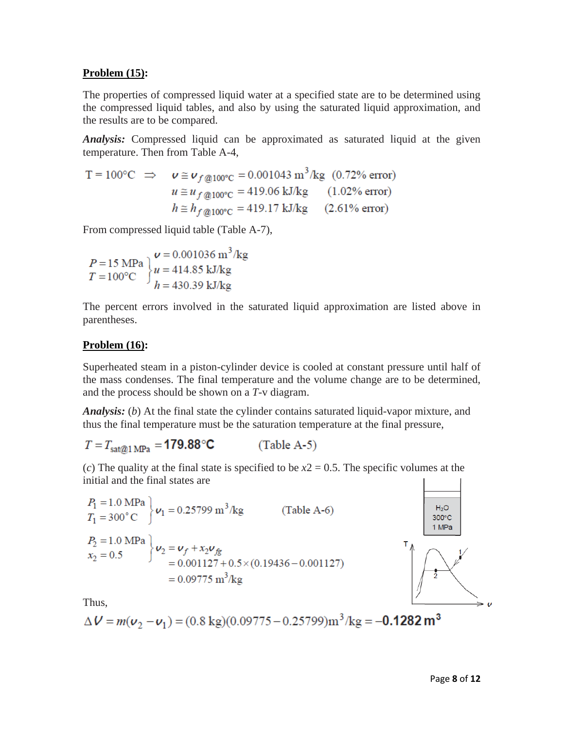**Problem (15):**

The properties of compressed liquid water at a specified state are to be determined using the compressed liquid tables, and also by using the saturated liquid approximation, and the results are to be compared.

***Analysis:*** Compressed liquid can be approximated as saturated liquid at the given temperature. Then from Table A-4,

$$T = 100°\text{C} \;\Rightarrow\; \begin{aligned} v &\cong v_{f\,@100°\text{C}} = 0.001043 \text{ m}^3/\text{kg} \quad (0.72\% \text{ error}) \\ u &\cong u_{f\,@100°\text{C}} = 419.06 \text{ kJ/kg} \quad (1.02\% \text{ error}) \\ h &\cong h_{f\,@100°\text{C}} = 419.17 \text{ kJ/kg} \quad (2.61\% \text{ error}) \end{aligned}$$

From compressed liquid table (Table A-7),

$$\left.\begin{aligned} P &= 15 \text{ MPa} \\ T &= 100°\text{C} \end{aligned}\right\} \begin{aligned} v &= 0.001036 \text{ m}^3/\text{kg} \\ u &= 414.85 \text{ kJ/kg} \\ h &= 430.39 \text{ kJ/kg} \end{aligned}$$

The percent errors involved in the saturated liquid approximation are listed above in parentheses.

**Problem (16):**

Superheated steam in a piston-cylinder device is cooled at constant pressure until half of the mass condenses. The final temperature and the volume change are to be determined, and the process should be shown on a *T*-v diagram.

***Analysis:*** (*b*) At the final state the cylinder contains saturated liquid-vapor mixture, and thus the final temperature must be the saturation temperature at the final pressure,

$$T = T_{\text{sat@1 MPa}} = \mathbf{179.88°C} \qquad \text{(Table A-5)}$$

(*c*) The quality at the final state is specified to be $x2 = 0.5$. The specific volumes at the initial and the final states are

$$\left.\begin{aligned} P_1 &= 1.0 \text{ MPa} \\ T_1 &= 300°\text{C} \end{aligned}\right\} v_1 = 0.25799 \text{ m}^3/\text{kg} \qquad \text{(Table A-6)}$$

$$\left.\begin{aligned} P_2 &= 1.0 \text{ MPa} \\ x_2 &= 0.5 \end{aligned}\right\} \begin{aligned} v_2 &= v_f + x_2 v_{fg} \\ &= 0.001127 + 0.5 \times (0.19436 - 0.001127) \\ &= 0.09775 \text{ m}^3/\text{kg} \end{aligned}$$

Thus,

$$\Delta V = m(v_2 - v_1) = (0.8 \text{ kg})(0.09775 - 0.25799)\text{m}^3/\text{kg} = \mathbf{-0.1282 \text{ m}^3}$$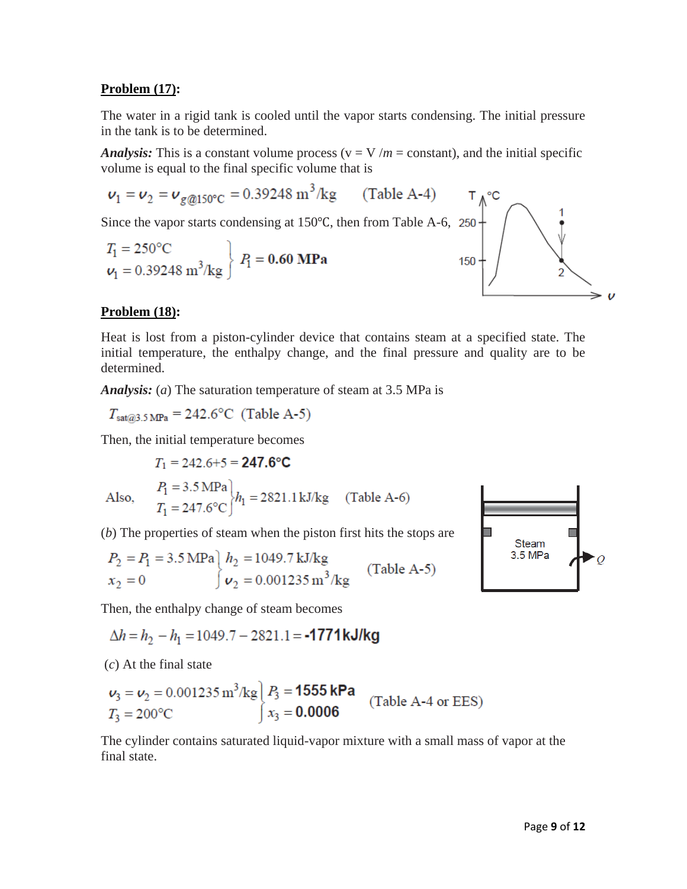**Problem (17):**

The water in a rigid tank is cooled until the vapor starts condensing. The initial pressure in the tank is to be determined.

***Analysis:*** This is a constant volume process (v = V /*m* = constant), and the initial specific volume is equal to the final specific volume that is

$$v_1 = v_2 = v_{g@150°C} = 0.39248 \text{ m}^3/\text{kg} \quad \text{(Table A-4)}$$

Since the vapor starts condensing at 150°C, then from Table A-6,

$$\left.\begin{aligned} T_1 &= 250°C \\ v_1 &= 0.39248 \text{ m}^3/\text{kg} \end{aligned}\right\} P_1 = \mathbf{0.60\ MPa}$$

**Problem (18):**

Heat is lost from a piston-cylinder device that contains steam at a specified state. The initial temperature, the enthalpy change, and the final pressure and quality are to be determined.

***Analysis:*** (*a*) The saturation temperature of steam at 3.5 MPa is

$$T_{sat@3.5\text{ MPa}} = 242.6°C \quad \text{(Table A-5)}$$

Then, the initial temperature becomes

$$T_1 = 242.6 + 5 = \mathbf{247.6°C}$$

Also,

$$\left.\begin{aligned} P_1 &= 3.5 \text{ MPa} \\ T_1 &= 247.6°C \end{aligned}\right\} h_1 = 2821.1 \text{ kJ/kg} \quad \text{(Table A-6)}$$

(*b*) The properties of steam when the piston first hits the stops are

$$\left.\begin{aligned} P_2 &= P_1 = 3.5 \text{ MPa} \\ x_2 &= 0 \end{aligned}\right\} \begin{aligned} h_2 &= 1049.7 \text{ kJ/kg} \\ v_2 &= 0.001235 \text{ m}^3/\text{kg} \end{aligned} \quad \text{(Table A-5)}$$

Then, the enthalpy change of steam becomes

$$\Delta h = h_2 - h_1 = 1049.7 - 2821.1 = \mathbf{-1771\ kJ/kg}$$

(*c*) At the final state

$$\left.\begin{aligned} v_3 &= v_2 = 0.001235 \text{ m}^3/\text{kg} \\ T_3 &= 200°C \end{aligned}\right\} \begin{aligned} P_3 &= \mathbf{1555\ kPa} \\ x_3 &= \mathbf{0.0006} \end{aligned} \quad \text{(Table A-4 or EES)}$$

The cylinder contains saturated liquid-vapor mixture with a small mass of vapor at the final state.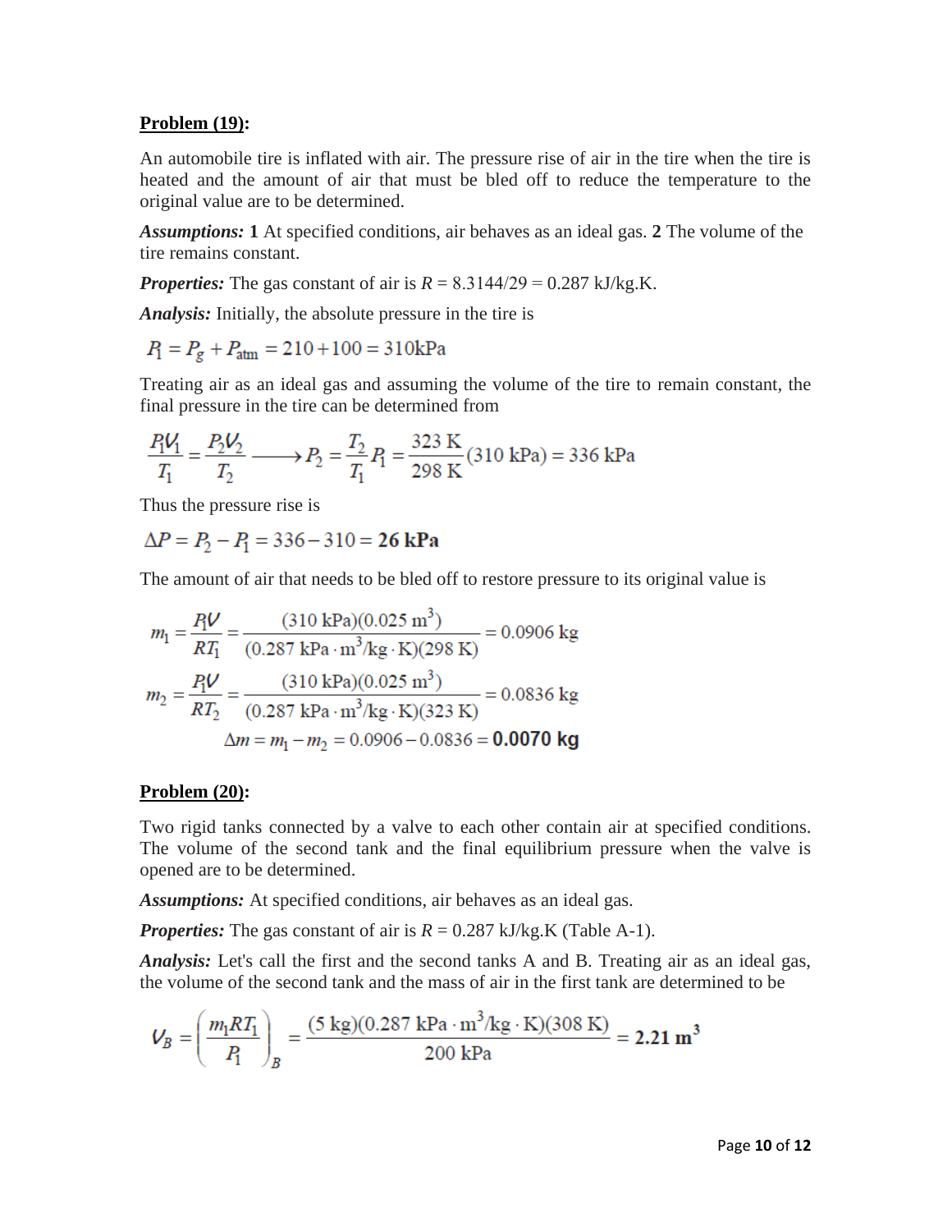**<u>Problem (19)</u>:**

An automobile tire is inflated with air. The pressure rise of air in the tire when the tire is heated and the amount of air that must be bled off to reduce the temperature to the original value are to be determined.

***Assumptions:*** **1** At specified conditions, air behaves as an ideal gas. **2** The volume of the tire remains constant.

***Properties:*** The gas constant of air is $R$ = 8.3144/29 = 0.287 kJ/kg.K.

***Analysis:*** Initially, the absolute pressure in the tire is

$$P_1 = P_g + P_{\text{atm}} = 210 + 100 = 310\text{kPa}$$

Treating air as an ideal gas and assuming the volume of the tire to remain constant, the final pressure in the tire can be determined from

$$\frac{P_1 V_1}{T_1} = \frac{P_2 V_2}{T_2} \longrightarrow P_2 = \frac{T_2}{T_1} P_1 = \frac{323\text{ K}}{298\text{ K}}(310\text{ kPa}) = 336\text{ kPa}$$

Thus the pressure rise is

$$\Delta P = P_2 - P_1 = 336 - 310 = \mathbf{26\ kPa}$$

The amount of air that needs to be bled off to restore pressure to its original value is

$$m_1 = \frac{P_1 V}{R T_1} = \frac{(310\text{ kPa})(0.025\text{ m}^3)}{(0.287\text{ kPa}\cdot\text{m}^3/\text{kg}\cdot\text{K})(298\text{ K})} = 0.0906\text{ kg}$$

$$m_2 = \frac{P_1 V}{R T_2} = \frac{(310\text{ kPa})(0.025\text{ m}^3)}{(0.287\text{ kPa}\cdot\text{m}^3/\text{kg}\cdot\text{K})(323\text{ K})} = 0.0836\text{ kg}$$

$$\Delta m = m_1 - m_2 = 0.0906 - 0.0836 = \mathbf{0.0070\ kg}$$

**<u>Problem (20)</u>:**

Two rigid tanks connected by a valve to each other contain air at specified conditions. The volume of the second tank and the final equilibrium pressure when the valve is opened are to be determined.

***Assumptions:*** At specified conditions, air behaves as an ideal gas.

***Properties:*** The gas constant of air is $R$ = 0.287 kJ/kg.K (Table A-1).

***Analysis:*** Let's call the first and the second tanks A and B. Treating air as an ideal gas, the volume of the second tank and the mass of air in the first tank are determined to be

$$V_B = \left(\frac{m_1 R T_1}{P_1}\right)_B = \frac{(5\text{ kg})(0.287\text{ kPa}\cdot\text{m}^3/\text{kg}\cdot\text{K})(308\text{ K})}{200\text{ kPa}} = \mathbf{2.21\ m^3}$$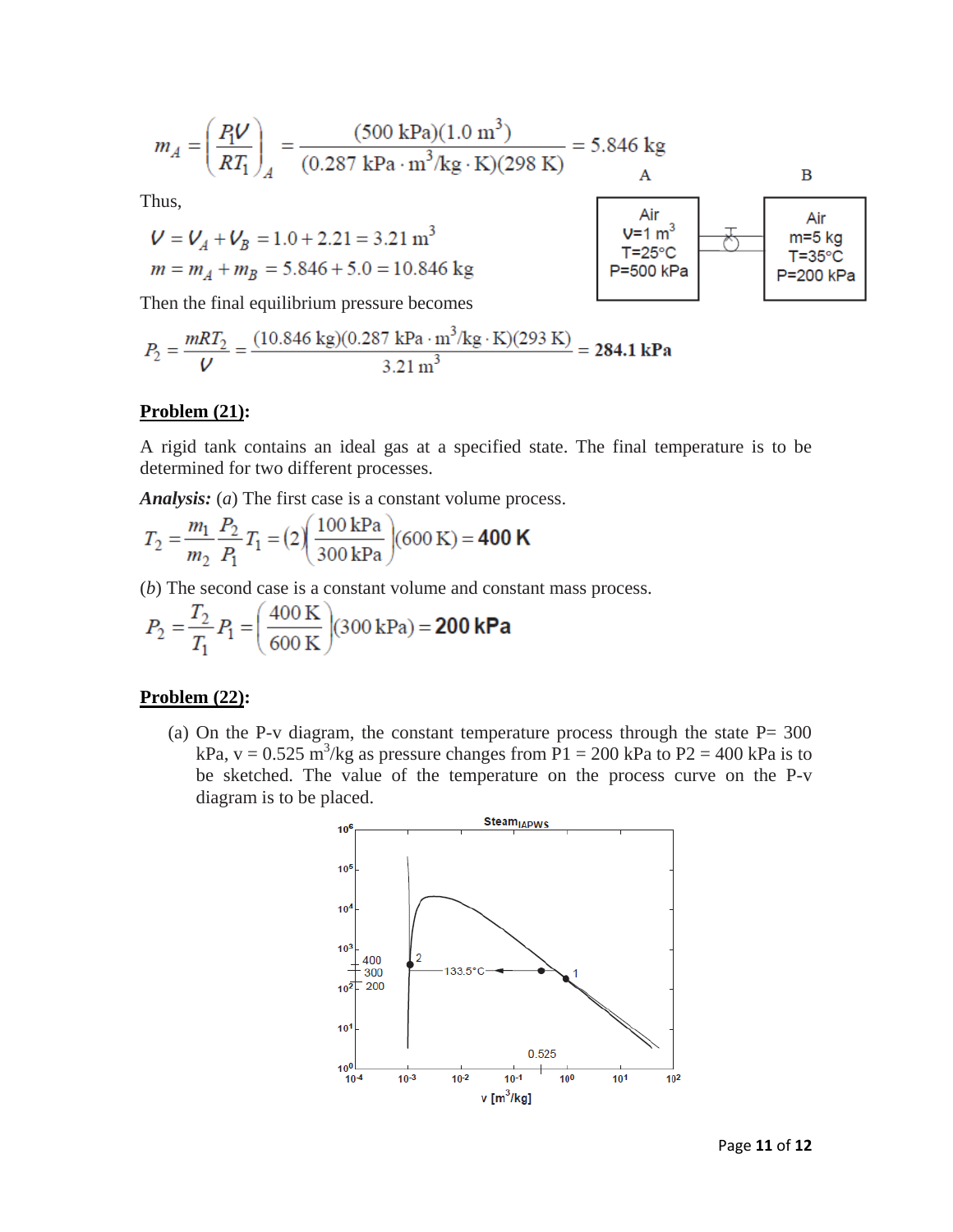$$m_A = \left(\frac{P_1 V}{RT_1}\right)_A = \frac{(500 \text{ kPa})(1.0 \text{ m}^3)}{(0.287 \text{ kPa}\cdot\text{m}^3/\text{kg}\cdot\text{K})(298 \text{ K})} = 5.846 \text{ kg}$$

Thus,

$$V = V_A + V_B = 1.0 + 2.21 = 3.21 \text{ m}^3$$

$$m = m_A + m_B = 5.846 + 5.0 = 10.846 \text{ kg}$$

Then the final equilibrium pressure becomes

$$P_2 = \frac{mRT_2}{V} = \frac{(10.846 \text{ kg})(0.287 \text{ kPa}\cdot\text{m}^3/\text{kg}\cdot\text{K})(293 \text{ K})}{3.21 \text{ m}^3} = \mathbf{284.1 \text{ kPa}}$$

A: Air, $V = 1 \text{ m}^3$, $T = 25°\text{C}$, $P = 500 \text{ kPa}$

B: Air, $m = 5 \text{ kg}$, $T = 35°\text{C}$, $P = 200 \text{ kPa}$

**<u>Problem (21)</u>:**

A rigid tank contains an ideal gas at a specified state. The final temperature is to be determined for two different processes.

***Analysis:*** (*a*) The first case is a constant volume process.

$$T_2 = \frac{m_1}{m_2}\frac{P_2}{P_1}T_1 = (2)\left(\frac{100 \text{ kPa}}{300 \text{ kPa}}\right)(600 \text{ K}) = \mathbf{400 \text{ K}}$$

(*b*) The second case is a constant volume and constant mass process.

$$P_2 = \frac{T_2}{T_1}P_1 = \left(\frac{400 \text{ K}}{600 \text{ K}}\right)(300 \text{ kPa}) = \mathbf{200 \text{ kPa}}$$

**<u>Problem (22)</u>:**

(a) On the P-v diagram, the constant temperature process through the state P= 300 kPa, v = 0.525 $\text{m}^3$/kg as pressure changes from P1 = 200 kPa to P2 = 400 kPa is to be sketched. The value of the temperature on the process curve on the P-v diagram is to be placed.

Steam$_{IAPWS}$

v [$\text{m}^3$/kg]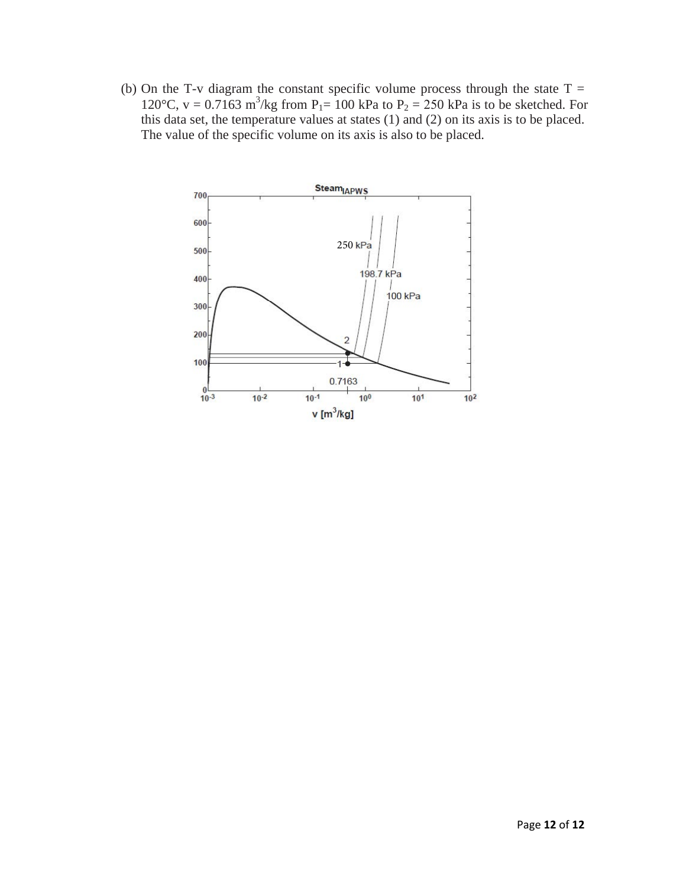(b) On the T-v diagram the constant specific volume process through the state T = 120°C, v = 0.7163 $m^3$/kg from $P_1$= 100 kPa to $P_2$ = 250 kPa is to be sketched. For this data set, the temperature values at states (1) and (2) on its axis is to be placed. The value of the specific volume on its axis is also to be placed.

Steam$_{IAPWS}$

700

600

500

400

300

200

100

0

$10^{-3}$

$10^{-2}$

$10^{-1}$

$10^{0}$

$10^{1}$

$10^{2}$

v [$m^3$/kg]

250 kPa

198.7 kPa

100 kPa

2

1

0.7163